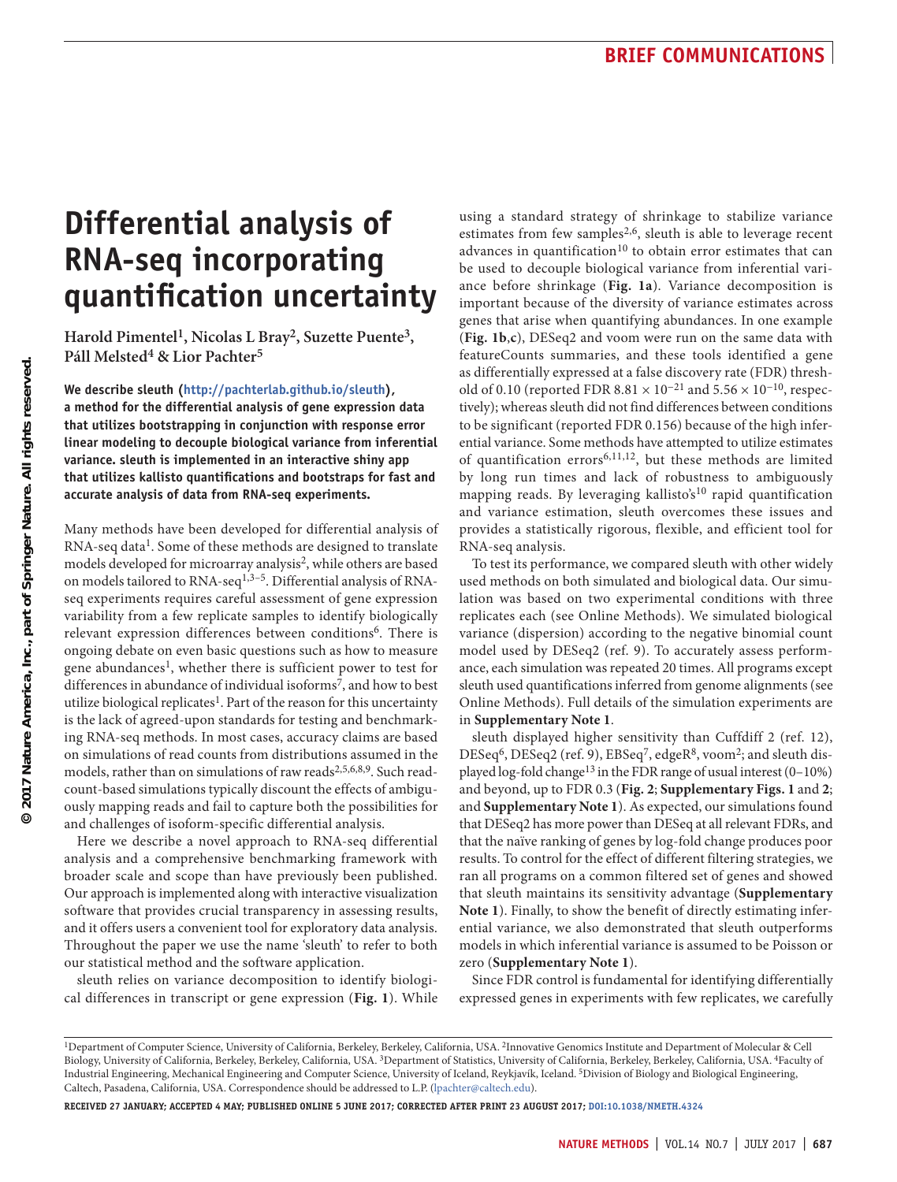# Differential analysis of RNA-seq incorporating quantification uncertainty

**Harold Pimentel[1], Nicolas L Bray[2], Suzette Puente[3], Páll Melsted[4] & Lior Pachter[5]**

**We describe sleuth (http://pachterlab.github.io/sleuth), a method for the differential analysis of gene expression data that utilizes bootstrapping in conjunction with response error linear modeling to decouple biological variance from inferential variance. sleuth is implemented in an interactive shiny app that utilizes kallisto quantifications and bootstraps for fast and accurate analysis of data from RNA-seq experiments.**

Many methods have been developed for differential analysis of RNA-seq data[1]. Some of these methods are designed to translate models developed for microarray analysis[2], while others are based on models tailored to RNA-seq[1,3–5]. Differential analysis of RNA-seq experiments requires careful assessment of gene expression variability from a few replicate samples to identify biologically relevant expression differences between conditions[6]. There is ongoing debate on even basic questions such as how to measure gene abundances[1], whether there is sufficient power to test for differences in abundance of individual isoforms[7], and how to best utilize biological replicates[1]. Part of the reason for this uncertainty is the lack of agreed-upon standards for testing and benchmarking RNA-seq methods. In most cases, accuracy claims are based on simulations of read counts from distributions assumed in the models, rather than on simulations of raw reads[2,5,6,8,9]. Such read-count-based simulations typically discount the effects of ambiguously mapping reads and fail to capture both the possibilities for and challenges of isoform-specific differential analysis.

Here we describe a novel approach to RNA-seq differential analysis and a comprehensive benchmarking framework with broader scale and scope than have previously been published. Our approach is implemented along with interactive visualization software that provides crucial transparency in assessing results, and it offers users a convenient tool for exploratory data analysis. Throughout the paper we use the name 'sleuth' to refer to both our statistical method and the software application.

sleuth relies on variance decomposition to identify biological differences in transcript or gene expression (**Fig. 1**). While using a standard strategy of shrinkage to stabilize variance estimates from few samples[2,6], sleuth is able to leverage recent advances in quantification[10] to obtain error estimates that can be used to decouple biological variance from inferential variance before shrinkage (**Fig. 1a**). Variance decomposition is important because of the diversity of variance estimates across genes that arise when quantifying abundances. In one example (**Fig. 1b**,**c**), DESeq2 and voom were run on the same data with featureCounts summaries, and these tools identified a gene as differentially expressed at a false discovery rate (FDR) threshold of 0.10 (reported FDR $8.81 \times 10^{-21}$ and $5.56 \times 10^{-10}$, respectively); whereas sleuth did not find differences between conditions to be significant (reported FDR 0.156) because of the high inferential variance. Some methods have attempted to utilize estimates of quantification errors[6,11,12], but these methods are limited by long run times and lack of robustness to ambiguously mapping reads. By leveraging kallisto's[10] rapid quantification and variance estimation, sleuth overcomes these issues and provides a statistically rigorous, flexible, and efficient tool for RNA-seq analysis.

To test its performance, we compared sleuth with other widely used methods on both simulated and biological data. Our simulation was based on two experimental conditions with three replicates each (see Online Methods). We simulated biological variance (dispersion) according to the negative binomial count model used by DESeq2 (ref. 9). To accurately assess performance, each simulation was repeated 20 times. All programs except sleuth used quantifications inferred from genome alignments (see Online Methods). Full details of the simulation experiments are in **Supplementary Note 1**.

sleuth displayed higher sensitivity than Cuffdiff 2 (ref. 12), DESeq[6], DESeq2 (ref. 9), EBSeq[7], edgeR[8], voom[2]; and sleuth displayed log-fold change[13] in the FDR range of usual interest (0–10%) and beyond, up to FDR 0.3 (**Fig. 2**; **Supplementary Figs. 1** and **2**; and **Supplementary Note 1**). As expected, our simulations found that DESeq2 has more power than DESeq at all relevant FDRs, and that the naïve ranking of genes by log-fold change produces poor results. To control for the effect of different filtering strategies, we ran all programs on a common filtered set of genes and showed that sleuth maintains its sensitivity advantage (**Supplementary Note 1**). Finally, to show the benefit of directly estimating inferential variance, we also demonstrated that sleuth outperforms models in which inferential variance is assumed to be Poisson or zero (**Supplementary Note 1**).

Since FDR control is fundamental for identifying differentially expressed genes in experiments with few replicates, we carefully

---

[1]Department of Computer Science, University of California, Berkeley, Berkeley, California, USA. [2]Innovative Genomics Institute and Department of Molecular & Cell Biology, University of California, Berkeley, Berkeley, California, USA. [3]Department of Statistics, University of California, Berkeley, Berkeley, California, USA. [4]Faculty of Industrial Engineering, Mechanical Engineering and Computer Science, University of Iceland, Reykjavík, Iceland. [5]Division of Biology and Biological Engineering, Caltech, Pasadena, California, USA. Correspondence should be addressed to L.P. (lpachter@caltech.edu).

**Received 27 January; accepted 4 May; published online 5 June 2017; corrected after print 23 August 2017; doi:10.1038/nmeth.4324**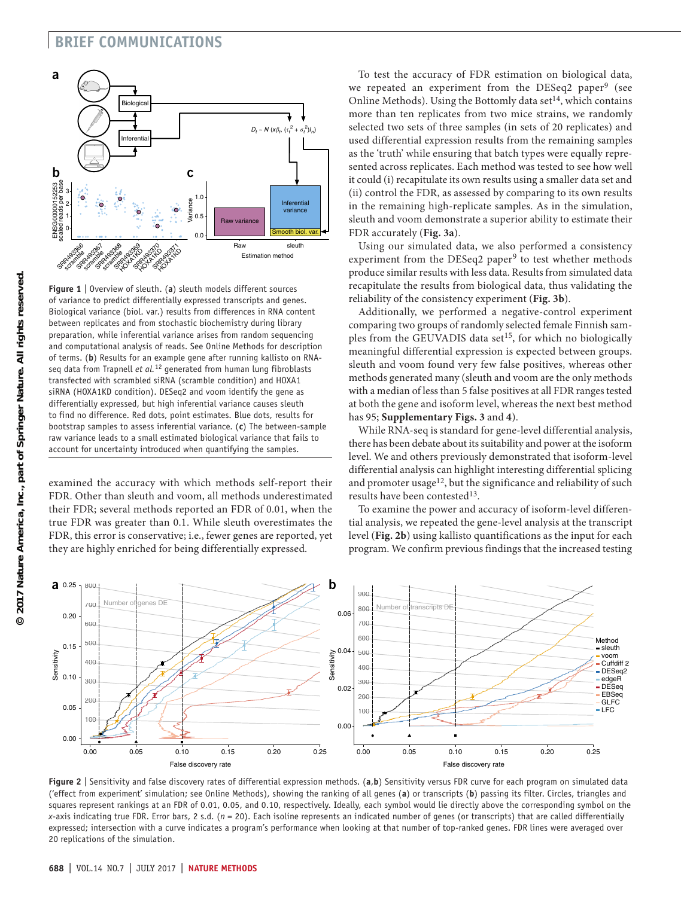**Figure 1** | Overview of sleuth. (**a**) sleuth models different sources of variance to predict differentially expressed transcripts and genes. Biological variance (biol. var.) results from differences in RNA content between replicates and from stochastic biochemistry during library preparation, while inferential variance arises from random sequencing and computational analysis of reads. See Online Methods for description of terms. (**b**) Results for an example gene after running kallisto on RNA-seq data from Trapnell *et al.*[12] generated from human lung fibroblasts transfected with scrambled siRNA (scramble condition) and HOXA1 siRNA (HOXA1KD condition). DESeq2 and voom identify the gene as differentially expressed, but high inferential variance causes sleuth to find no difference. Red dots, point estimates. Blue dots, results for bootstrap samples to assess inferential variance. (**c**) The between-sample raw variance leads to a small estimated biological variance that fails to account for uncertainty introduced when quantifying the samples.

examined the accuracy with which methods self-report their FDR. Other than sleuth and voom, all methods underestimated their FDR; several methods reported an FDR of 0.01, when the true FDR was greater than 0.1. While sleuth overestimates the FDR, this error is conservative; i.e., fewer genes are reported, yet they are highly enriched for being differentially expressed.

To test the accuracy of FDR estimation on biological data, we repeated an experiment from the DESeq2 paper[9] (see Online Methods). Using the Bottomly data set[14], which contains more than ten replicates from two mice strains, we randomly selected two sets of three samples (in sets of 20 replicates) and used differential expression results from the remaining samples as the 'truth' while ensuring that batch types were equally represented across replicates. Each method was tested to see how well it could (i) recapitulate its own results using a smaller data set and (ii) control the FDR, as assessed by comparing to its own results in the remaining high-replicate samples. As in the simulation, sleuth and voom demonstrate a superior ability to estimate their FDR accurately (**Fig. 3a**).

Using our simulated data, we also performed a consistency experiment from the DESeq2 paper[9] to test whether methods produce similar results with less data. Results from simulated data recapitulate the results from biological data, thus validating the reliability of the consistency experiment (**Fig. 3b**).

Additionally, we performed a negative-control experiment comparing two groups of randomly selected female Finnish samples from the GEUVADIS data set[15], for which no biologically meaningful differential expression is expected between groups. sleuth and voom found very few false positives, whereas other methods generated many (sleuth and voom are the only methods with a median of less than 5 false positives at all FDR ranges tested at both the gene and isoform level, whereas the next best method has 95; **Supplementary Figs. 3** and **4**).

While RNA-seq is standard for gene-level differential analysis, there has been debate about its suitability and power at the isoform level. We and others previously demonstrated that isoform-level differential analysis can highlight interesting differential splicing and promoter usage[12], but the significance and reliability of such results have been contested[13].

To examine the power and accuracy of isoform-level differential analysis, we repeated the gene-level analysis at the transcript level (**Fig. 2b**) using kallisto quantifications as the input for each program. We confirm previous findings that the increased testing

**Figure 2** | Sensitivity and false discovery rates of differential expression methods. (**a**,**b**) Sensitivity versus FDR curve for each program on simulated data ('effect from experiment' simulation; see Online Methods), showing the ranking of all genes (**a**) or transcripts (**b**) passing its filter. Circles, triangles and squares represent rankings at an FDR of 0.01, 0.05, and 0.10, respectively. Ideally, each symbol would lie directly above the corresponding symbol on the *x*-axis indicating true FDR. Error bars, 2 s.d. ($n = 20$). Each isoline represents an indicated number of genes (or transcripts) that are called differentially expressed; intersection with a curve indicates a program's performance when looking at that number of top-ranked genes. FDR lines were averaged over 20 replications of the simulation.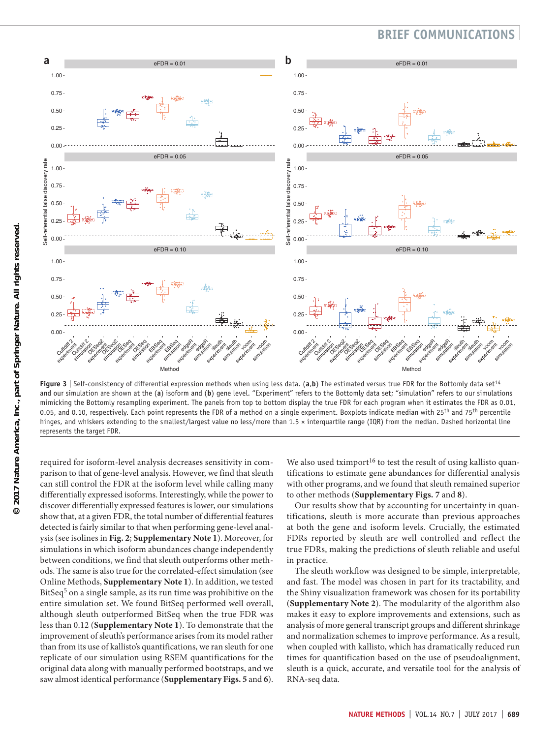**Figure 3** | Self-consistency of differential expression methods when using less data. (**a**,**b**) The estimated versus true FDR for the Bottomly data set[14] and our simulation are shown at the (**a**) isoform and (**b**) gene level. "Experiment" refers to the Bottomly data set; "simulation" refers to our simulations mimicking the Bottomly resampling experiment. The panels from top to bottom display the true FDR for each program when it estimates the FDR as 0.01, 0.05, and 0.10, respectively. Each point represents the FDR of a method on a single experiment. Boxplots indicate median with 25th and 75th percentile hinges, and whiskers extending to the smallest/largest value no less/more than 1.5 × interquartile range (IQR) from the median. Dashed horizontal line represents the target FDR.

required for isoform-level analysis decreases sensitivity in comparison to that of gene-level analysis. However, we find that sleuth can still control the FDR at the isoform level while calling many differentially expressed isoforms. Interestingly, while the power to discover differentially expressed features is lower, our simulations show that, at a given FDR, the total number of differential features detected is fairly similar to that when performing gene-level analysis (see isolines in **Fig. 2**; **Supplementary Note 1**). Moreover, for simulations in which isoform abundances change independently between conditions, we find that sleuth outperforms other methods. The same is also true for the correlated-effect simulation (see Online Methods, **Supplementary Note 1**). In addition, we tested BitSeq[5] on a single sample, as its run time was prohibitive on the entire simulation set. We found BitSeq performed well overall, although sleuth outperformed BitSeq when the true FDR was less than 0.12 (**Supplementary Note 1**). To demonstrate that the improvement of sleuth's performance arises from its model rather than from its use of kallisto's quantifications, we ran sleuth for one replicate of our simulation using RSEM quantifications for the original data along with manually performed bootstraps, and we saw almost identical performance (**Supplementary Figs. 5** and **6**).

We also used tximport[16] to test the result of using kallisto quantifications to estimate gene abundances for differential analysis with other programs, and we found that sleuth remained superior to other methods (**Supplementary Figs. 7** and **8**).

Our results show that by accounting for uncertainty in quantifications, sleuth is more accurate than previous approaches at both the gene and isoform levels. Crucially, the estimated FDRs reported by sleuth are well controlled and reflect the true FDRs, making the predictions of sleuth reliable and useful in practice.

The sleuth workflow was designed to be simple, interpretable, and fast. The model was chosen in part for its tractability, and the Shiny visualization framework was chosen for its portability (**Supplementary Note 2**). The modularity of the algorithm also makes it easy to explore improvements and extensions, such as analysis of more general transcript groups and different shrinkage and normalization schemes to improve performance. As a result, when coupled with kallisto, which has dramatically reduced run times for quantification based on the use of pseudoalignment, sleuth is a quick, accurate, and versatile tool for the analysis of RNA-seq data.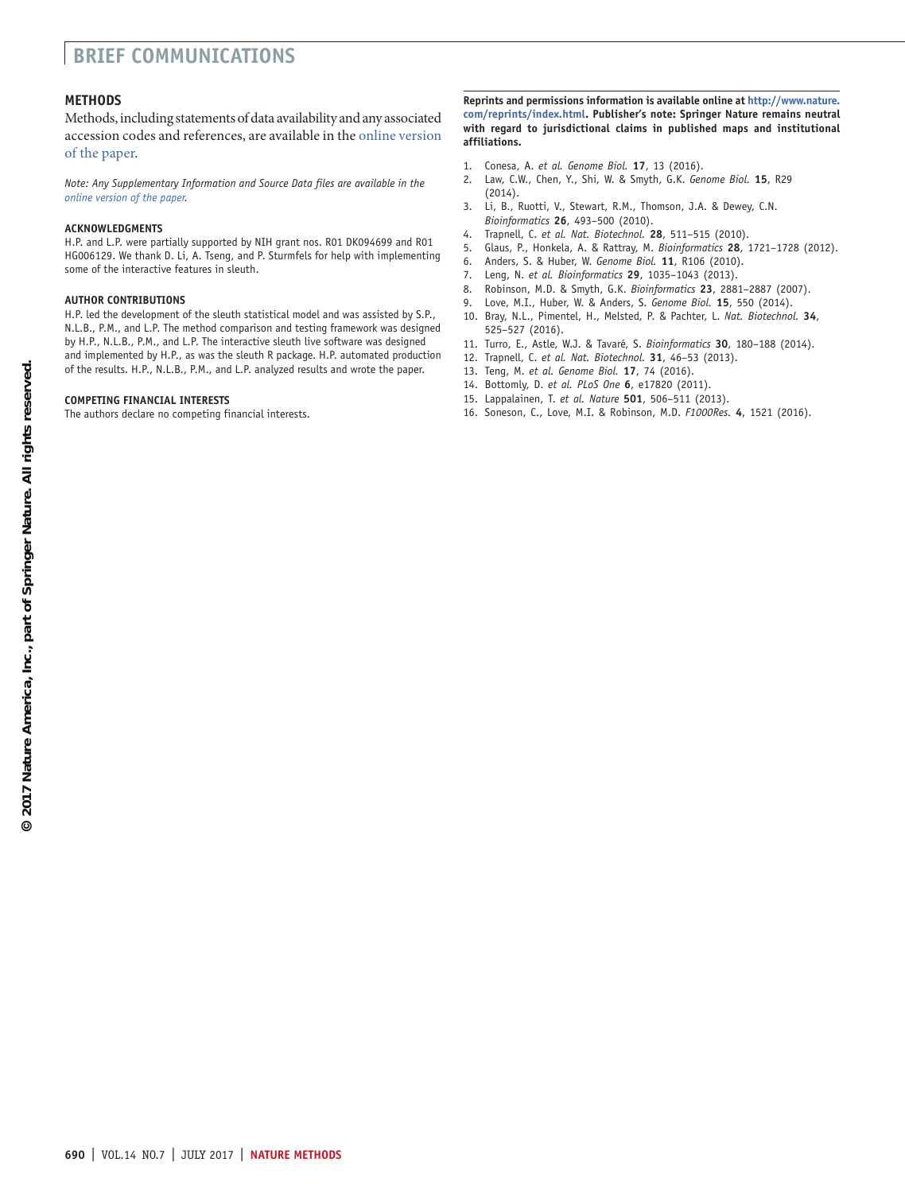## METHODS

Methods, including statements of data availability and any associated accession codes and references, are available in the online version of the paper.

*Note: Any Supplementary Information and Source Data files are available in the online version of the paper.*

### ACKNOWLEDGMENTS

H.P. and L.P. were partially supported by NIH grant nos. R01 DK094699 and R01 HG006129. We thank D. Li, A. Tseng, and P. Sturmfels for help with implementing some of the interactive features in sleuth.

### AUTHOR CONTRIBUTIONS

H.P. led the development of the sleuth statistical model and was assisted by S.P., N.L.B., P.M., and L.P. The method comparison and testing framework was designed by H.P., N.L.B., P.M., and L.P. The interactive sleuth live software was designed and implemented by H.P., as was the sleuth R package. H.P. automated production of the results. H.P., N.L.B., P.M., and L.P. analyzed results and wrote the paper.

### COMPETING FINANCIAL INTERESTS

The authors declare no competing financial interests.

**Reprints and permissions information is available online at http://www.nature.com/reprints/index.html. Publisher's note: Springer Nature remains neutral with regard to jurisdictional claims in published maps and institutional affiliations.**

1. Conesa, A. *et al. Genome Biol.* **17**, 13 (2016).
2. Law, C.W., Chen, Y., Shi, W. & Smyth, G.K. *Genome Biol.* **15**, R29 (2014).
3. Li, B., Ruotti, V., Stewart, R.M., Thomson, J.A. & Dewey, C.N. *Bioinformatics* **26**, 493–500 (2010).
4. Trapnell, C. *et al. Nat. Biotechnol.* **28**, 511–515 (2010).
5. Glaus, P., Honkela, A. & Rattray, M. *Bioinformatics* **28**, 1721–1728 (2012).
6. Anders, S. & Huber, W. *Genome Biol.* **11**, R106 (2010).
7. Leng, N. *et al. Bioinformatics* **29**, 1035–1043 (2013).
8. Robinson, M.D. & Smyth, G.K. *Bioinformatics* **23**, 2881–2887 (2007).
9. Love, M.I., Huber, W. & Anders, S. *Genome Biol.* **15**, 550 (2014).
10. Bray, N.L., Pimentel, H., Melsted, P. & Pachter, L. *Nat. Biotechnol.* **34**, 525–527 (2016).
11. Turro, E., Astle, W.J. & Tavaré, S. *Bioinformatics* **30**, 180–188 (2014).
12. Trapnell, C. *et al. Nat. Biotechnol.* **31**, 46–53 (2013).
13. Teng, M. *et al. Genome Biol.* **17**, 74 (2016).
14. Bottomly, D. *et al. PLoS One* **6**, e17820 (2011).
15. Lappalainen, T. *et al. Nature* **501**, 506–511 (2013).
16. Soneson, C., Love, M.I. & Robinson, M.D. *F1000Res.* **4**, 1521 (2016).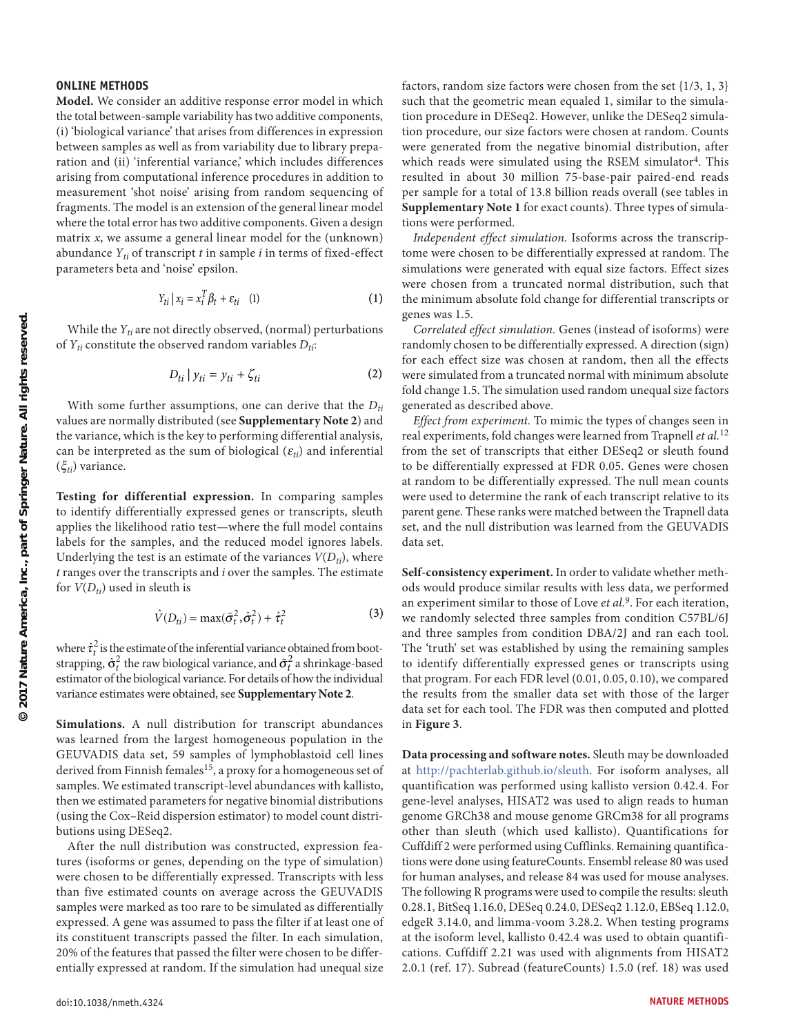## ONLINE METHODS

**Model.** We consider an additive response error model in which the total between-sample variability has two additive components, (i) 'biological variance' that arises from differences in expression between samples as well as from variability due to library preparation and (ii) 'inferential variance,' which includes differences arising from computational inference procedures in addition to measurement 'shot noise' arising from random sequencing of fragments. The model is an extension of the general linear model where the total error has two additive components. Given a design matrix $x$, we assume a general linear model for the (unknown) abundance $Y_{ti}$ of transcript $t$ in sample $i$ in terms of fixed-effect parameters beta and 'noise' epsilon.

$$Y_{ti} \mid x_i = x_i^T \beta_t + \varepsilon_{ti} \quad (1) \tag{1}$$

While the $Y_{ti}$ are not directly observed, (normal) perturbations of $Y_{ti}$ constitute the observed random variables $D_{ti}$:

$$D_{ti} \mid y_{ti} = y_{ti} + \zeta_{ti} \tag{2}$$

With some further assumptions, one can derive that the $D_{ti}$ values are normally distributed (see **Supplementary Note 2**) and the variance, which is the key to performing differential analysis, can be interpreted as the sum of biological ($\varepsilon_{ti}$) and inferential ($\xi_{ti}$) variance.

**Testing for differential expression.** In comparing samples to identify differentially expressed genes or transcripts, sleuth applies the likelihood ratio test—where the full model contains labels for the samples, and the reduced model ignores labels. Underlying the test is an estimate of the variances $V(D_{ti})$, where $t$ ranges over the transcripts and $i$ over the samples. The estimate for $V(D_{ti})$ used in sleuth is

$$\hat{V}(D_{ti}) = \max(\tilde{\sigma}_t^2, \hat{\sigma}_t^2) + \hat{\tau}_t^2 \tag{3}$$

where $\hat{\tau}_t^2$ is the estimate of the inferential variance obtained from bootstrapping, $\hat{\sigma}_t^2$ the raw biological variance, and $\tilde{\sigma}_t^2$ a shrinkage-based estimator of the biological variance. For details of how the individual variance estimates were obtained, see **Supplementary Note 2**.

**Simulations.** A null distribution for transcript abundances was learned from the largest homogeneous population in the GEUVADIS data set, 59 samples of lymphoblastoid cell lines derived from Finnish females[15], a proxy for a homogeneous set of samples. We estimated transcript-level abundances with kallisto, then we estimated parameters for negative binomial distributions (using the Cox–Reid dispersion estimator) to model count distributions using DESeq2.

After the null distribution was constructed, expression features (isoforms or genes, depending on the type of simulation) were chosen to be differentially expressed. Transcripts with less than five estimated counts on average across the GEUVADIS samples were marked as too rare to be simulated as differentially expressed. A gene was assumed to pass the filter if at least one of its constituent transcripts passed the filter. In each simulation, 20% of the features that passed the filter were chosen to be differentially expressed at random. If the simulation had unequal size factors, random size factors were chosen from the set {1/3, 1, 3} such that the geometric mean equaled 1, similar to the simulation procedure in DESeq2. However, unlike the DESeq2 simulation procedure, our size factors were chosen at random. Counts were generated from the negative binomial distribution, after which reads were simulated using the RSEM simulator[4]. This resulted in about 30 million 75-base-pair paired-end reads per sample for a total of 13.8 billion reads overall (see tables in **Supplementary Note 1** for exact counts). Three types of simulations were performed.

*Independent effect simulation.* Isoforms across the transcriptome were chosen to be differentially expressed at random. The simulations were generated with equal size factors. Effect sizes were chosen from a truncated normal distribution, such that the minimum absolute fold change for differential transcripts or genes was 1.5.

*Correlated effect simulation.* Genes (instead of isoforms) were randomly chosen to be differentially expressed. A direction (sign) for each effect size was chosen at random, then all the effects were simulated from a truncated normal with minimum absolute fold change 1.5. The simulation used random unequal size factors generated as described above.

*Effect from experiment.* To mimic the types of changes seen in real experiments, fold changes were learned from Trapnell *et al.*[12] from the set of transcripts that either DESeq2 or sleuth found to be differentially expressed at FDR 0.05. Genes were chosen at random to be differentially expressed. The null mean counts were used to determine the rank of each transcript relative to its parent gene. These ranks were matched between the Trapnell data set, and the null distribution was learned from the GEUVADIS data set.

**Self-consistency experiment.** In order to validate whether methods would produce similar results with less data, we performed an experiment similar to those of Love *et al.*[9]. For each iteration, we randomly selected three samples from condition C57BL/6J and three samples from condition DBA/2J and ran each tool. The 'truth' set was established by using the remaining samples to identify differentially expressed genes or transcripts using that program. For each FDR level (0.01, 0.05, 0.10), we compared the results from the smaller data set with those of the larger data set for each tool. The FDR was then computed and plotted in **Figure 3**.

**Data processing and software notes.** Sleuth may be downloaded at http://pachterlab.github.io/sleuth. For isoform analyses, all quantification was performed using kallisto version 0.42.4. For gene-level analyses, HISAT2 was used to align reads to human genome GRCh38 and mouse genome GRCm38 for all programs other than sleuth (which used kallisto). Quantifications for Cuffdiff 2 were performed using Cufflinks. Remaining quantifications were done using featureCounts. Ensembl release 80 was used for human analyses, and release 84 was used for mouse analyses. The following R programs were used to compile the results: sleuth 0.28.1, BitSeq 1.16.0, DESeq 0.24.0, DESeq2 1.12.0, EBSeq 1.12.0, edgeR 3.14.0, and limma-voom 3.28.2. When testing programs at the isoform level, kallisto 0.42.4 was used to obtain quantifications. Cuffdiff 2.21 was used with alignments from HISAT2 2.0.1 (ref. 17). Subread (featureCounts) 1.5.0 (ref. 18) was used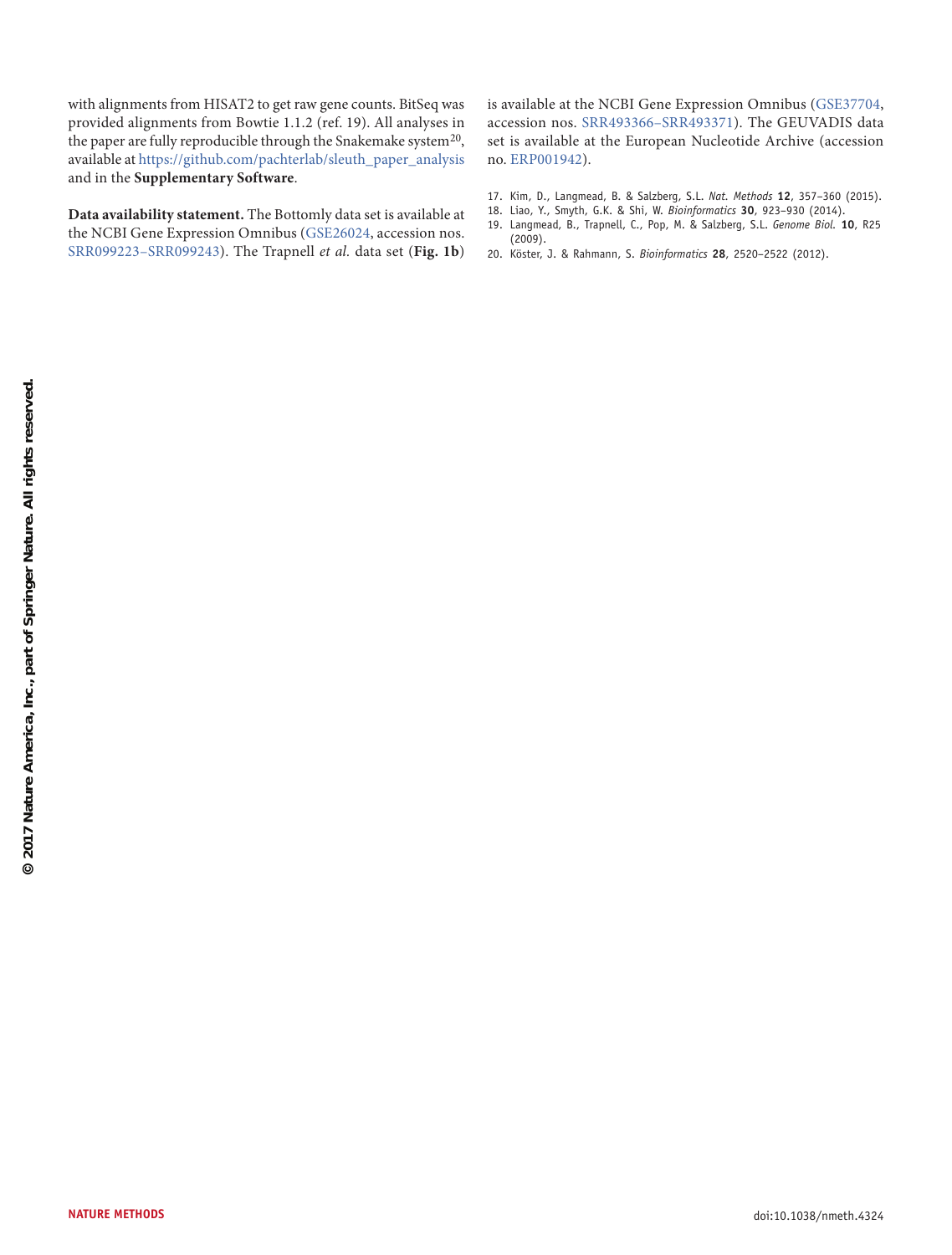with alignments from HISAT2 to get raw gene counts. BitSeq was provided alignments from Bowtie 1.1.2 (ref. 19). All analyses in the paper are fully reproducible through the Snakemake system[20], available at https://github.com/pachterlab/sleuth_paper_analysis and in the **Supplementary Software**.

**Data availability statement.** The Bottomly data set is available at the NCBI Gene Expression Omnibus (GSE26024, accession nos. SRR099223–SRR099243). The Trapnell *et al.* data set (**Fig. 1b**) is available at the NCBI Gene Expression Omnibus (GSE37704, accession nos. SRR493366–SRR493371). The GEUVADIS data set is available at the European Nucleotide Archive (accession no. ERP001942).

17. Kim, D., Langmead, B. & Salzberg, S.L. *Nat. Methods* **12**, 357–360 (2015).
18. Liao, Y., Smyth, G.K. & Shi, W. *Bioinformatics* **30**, 923–930 (2014).
19. Langmead, B., Trapnell, C., Pop, M. & Salzberg, S.L. *Genome Biol.* **10**, R25 (2009).
20. Köster, J. & Rahmann, S. *Bioinformatics* **28**, 2520–2522 (2012).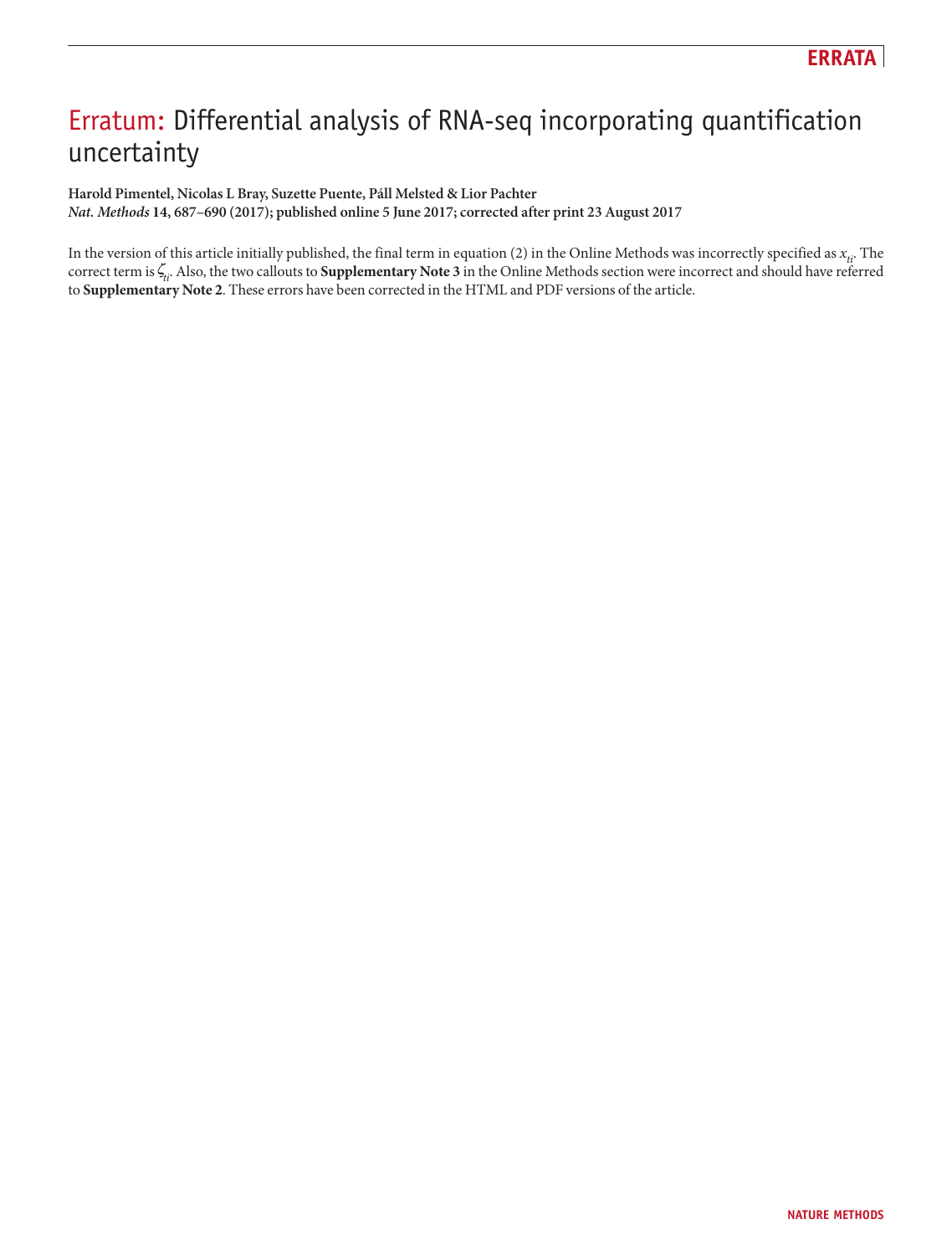# Erratum: Differential analysis of RNA-seq incorporating quantification uncertainty

**Harold Pimentel, Nicolas L Bray, Suzette Puente, Páll Melsted & Lior Pachter**
***Nat. Methods* 14, 687–690 (2017); published online 5 June 2017; corrected after print 23 August 2017**

In the version of this article initially published, the final term in equation (2) in the Online Methods was incorrectly specified as $x_{ti}$. The correct term is $\zeta_{ti}$. Also, the two callouts to **Supplementary Note 3** in the Online Methods section were incorrect and should have referred to **Supplementary Note 2**. These errors have been corrected in the HTML and PDF versions of the article.